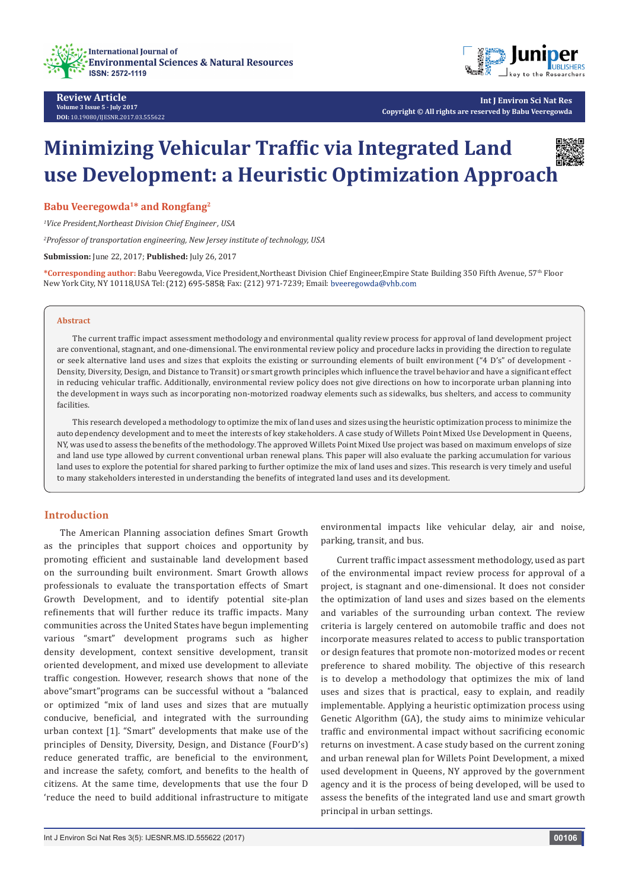Review Article

Volume 3 Issue 5 - July 2017

DOI: 10.19080/IJESNR.2017.03.555622

Int J Environ Sci Nat Res

Copyright © All rights are reserved by Babu Veeregowda

# Minimizing Vehicular Traffic via Integrated Land use Development: a Heuristic Optimization Approach

**Babu Veeregowda[1]* and Rongfang[2]**

*[1]Vice President,Northeast Division Chief Engineer, USA*

*[2]Professor of transportation engineering, New Jersey institute of technology, USA*

**Submission:** June 22, 2017; **Published:** July 26, 2017

***Corresponding author:** Babu Veeregowda, Vice President,Northeast Division Chief Engineer,Empire State Building 350 Fifth Avenue, 57th Floor New York City, NY 10118,USA Tel: (212) 695-5858; Fax: (212) 971-7239; Email: bveeregowda@vhb.com

## Abstract

The current traffic impact assessment methodology and environmental quality review process for approval of land development project are conventional, stagnant, and one-dimensional. The environmental review policy and procedure lacks in providing the direction to regulate or seek alternative land uses and sizes that exploits the existing or surrounding elements of built environment ("4 D's" of development - Density, Diversity, Design, and Distance to Transit) or smart growth principles which influence the travel behavior and have a significant effect in reducing vehicular traffic. Additionally, environmental review policy does not give directions on how to incorporate urban planning into the development in ways such as incorporating non-motorized roadway elements such as sidewalks, bus shelters, and access to community facilities.

This research developed a methodology to optimize the mix of land uses and sizes using the heuristic optimization process to minimize the auto dependency development and to meet the interests of key stakeholders. A case study of Willets Point Mixed Use Development in Queens, NY, was used to assess the benefits of the methodology. The approved Willets Point Mixed Use project was based on maximum envelops of size and land use type allowed by current conventional urban renewal plans. This paper will also evaluate the parking accumulation for various land uses to explore the potential for shared parking to further optimize the mix of land uses and sizes. This research is very timely and useful to many stakeholders interested in understanding the benefits of integrated land uses and its development.

## Introduction

The American Planning association defines Smart Growth as the principles that support choices and opportunity by promoting efficient and sustainable land development based on the surrounding built environment. Smart Growth allows professionals to evaluate the transportation effects of Smart Growth Development, and to identify potential site-plan refinements that will further reduce its traffic impacts. Many communities across the United States have begun implementing various "smart" development programs such as higher density development, context sensitive development, transit oriented development, and mixed use development to alleviate traffic congestion. However, research shows that none of the above"smart"programs can be successful without a "balanced or optimized "mix of land uses and sizes that are mutually conducive, beneficial, and integrated with the surrounding urban context [1]. "Smart" developments that make use of the principles of Density, Diversity, Design, and Distance (FourD's) reduce generated traffic, are beneficial to the environment, and increase the safety, comfort, and benefits to the health of citizens. At the same time, developments that use the four D 'reduce the need to build additional infrastructure to mitigate environmental impacts like vehicular delay, air and noise, parking, transit, and bus.

Current traffic impact assessment methodology, used as part of the environmental impact review process for approval of a project, is stagnant and one-dimensional. It does not consider the optimization of land uses and sizes based on the elements and variables of the surrounding urban context. The review criteria is largely centered on automobile traffic and does not incorporate measures related to access to public transportation or design features that promote non-motorized modes or recent preference to shared mobility. The objective of this research is to develop a methodology that optimizes the mix of land uses and sizes that is practical, easy to explain, and readily implementable. Applying a heuristic optimization process using Genetic Algorithm (GA), the study aims to minimize vehicular traffic and environmental impact without sacrificing economic returns on investment. A case study based on the current zoning and urban renewal plan for Willets Point Development, a mixed used development in Queens, NY approved by the government agency and it is the process of being developed, will be used to assess the benefits of the integrated land use and smart growth principal in urban settings.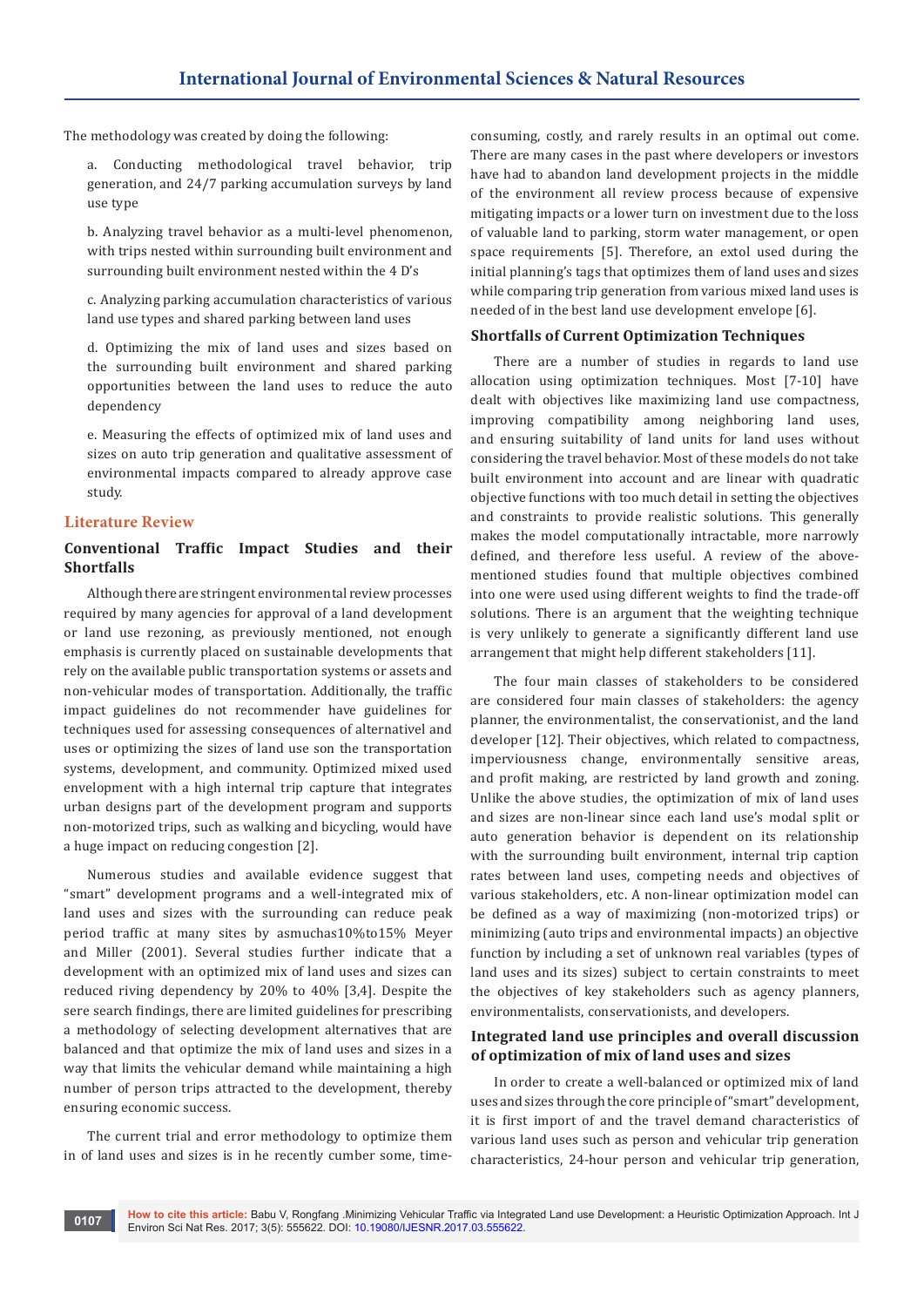The methodology was created by doing the following:

a. Conducting methodological travel behavior, trip generation, and 24/7 parking accumulation surveys by land use type

b. Analyzing travel behavior as a multi-level phenomenon, with trips nested within surrounding built environment and surrounding built environment nested within the 4 D's

c. Analyzing parking accumulation characteristics of various land use types and shared parking between land uses

d. Optimizing the mix of land uses and sizes based on the surrounding built environment and shared parking opportunities between the land uses to reduce the auto dependency

e. Measuring the effects of optimized mix of land uses and sizes on auto trip generation and qualitative assessment of environmental impacts compared to already approve case study.

## Literature Review

### Conventional Traffic Impact Studies and their Shortfalls

Although there are stringent environmental review processes required by many agencies for approval of a land development or land use rezoning, as previously mentioned, not enough emphasis is currently placed on sustainable developments that rely on the available public transportation systems or assets and non-vehicular modes of transportation. Additionally, the traffic impact guidelines do not recommender have guidelines for techniques used for assessing consequences of alternativel and uses or optimizing the sizes of land use son the transportation systems, development, and community. Optimized mixed used envelopment with a high internal trip capture that integrates urban designs part of the development program and supports non-motorized trips, such as walking and bicycling, would have a huge impact on reducing congestion [2].

Numerous studies and available evidence suggest that "smart" development programs and a well-integrated mix of land uses and sizes with the surrounding can reduce peak period traffic at many sites by asmuchas10%to15% Meyer and Miller (2001). Several studies further indicate that a development with an optimized mix of land uses and sizes can reduced riving dependency by 20% to 40% [3,4]. Despite the sere search findings, there are limited guidelines for prescribing a methodology of selecting development alternatives that are balanced and that optimize the mix of land uses and sizes in a way that limits the vehicular demand while maintaining a high number of person trips attracted to the development, thereby ensuring economic success.

The current trial and error methodology to optimize them in of land uses and sizes is in he recently cumber some, time-consuming, costly, and rarely results in an optimal out come. There are many cases in the past where developers or investors have had to abandon land development projects in the middle of the environment all review process because of expensive mitigating impacts or a lower turn on investment due to the loss of valuable land to parking, storm water management, or open space requirements [5]. Therefore, an extol used during the initial planning's tags that optimizes them of land uses and sizes while comparing trip generation from various mixed land uses is needed of in the best land use development envelope [6].

### Shortfalls of Current Optimization Techniques

There are a number of studies in regards to land use allocation using optimization techniques. Most [7-10] have dealt with objectives like maximizing land use compactness, improving compatibility among neighboring land uses, and ensuring suitability of land units for land uses without considering the travel behavior. Most of these models do not take built environment into account and are linear with quadratic objective functions with too much detail in setting the objectives and constraints to provide realistic solutions. This generally makes the model computationally intractable, more narrowly defined, and therefore less useful. A review of the above-mentioned studies found that multiple objectives combined into one were used using different weights to find the trade-off solutions. There is an argument that the weighting technique is very unlikely to generate a significantly different land use arrangement that might help different stakeholders [11].

The four main classes of stakeholders to be considered are considered four main classes of stakeholders: the agency planner, the environmentalist, the conservationist, and the land developer [12]. Their objectives, which related to compactness, imperviousness change, environmentally sensitive areas, and profit making, are restricted by land growth and zoning. Unlike the above studies, the optimization of mix of land uses and sizes are non-linear since each land use's modal split or auto generation behavior is dependent on its relationship with the surrounding built environment, internal trip caption rates between land uses, competing needs and objectives of various stakeholders, etc. A non-linear optimization model can be defined as a way of maximizing (non-motorized trips) or minimizing (auto trips and environmental impacts) an objective function by including a set of unknown real variables (types of land uses and its sizes) subject to certain constraints to meet the objectives of key stakeholders such as agency planners, environmentalists, conservationists, and developers.

### Integrated land use principles and overall discussion of optimization of mix of land uses and sizes

In order to create a well-balanced or optimized mix of land uses and sizes through the core principle of "smart" development, it is first import of and the travel demand characteristics of various land uses such as person and vehicular trip generation characteristics, 24-hour person and vehicular trip generation,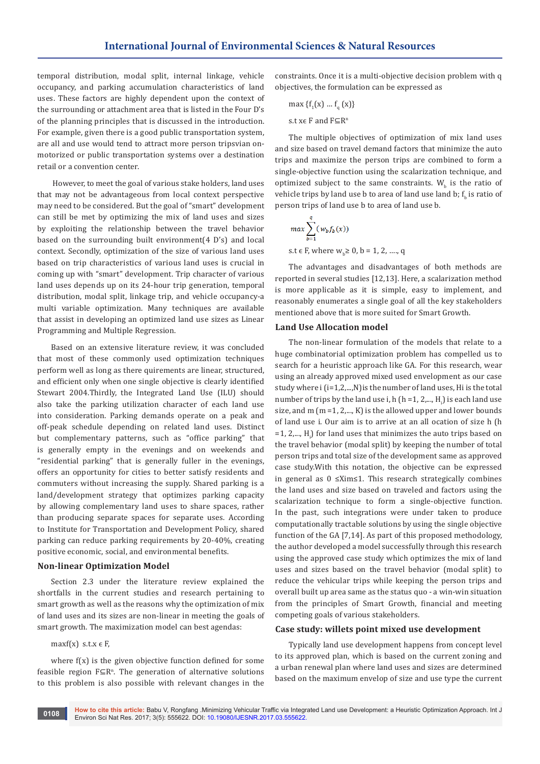temporal distribution, modal split, internal linkage, vehicle occupancy, and parking accumulation characteristics of land uses. These factors are highly dependent upon the context of the surrounding or attachment area that is listed in the Four D's of the planning principles that is discussed in the introduction. For example, given there is a good public transportation system, are all and use would tend to attract more person tripsvian on-motorized or public transportation systems over a destination retail or a convention center.

However, to meet the goal of various stake holders, land uses that may not be advantageous from local context perspective may need to be considered. But the goal of "smart" development can still be met by optimizing the mix of land uses and sizes by exploiting the relationship between the travel behavior based on the surrounding built environment(4 D's) and local context. Secondly, optimization of the size of various land uses based on trip characteristics of various land uses is crucial in coming up with "smart" development. Trip character of various land uses depends up on its 24-hour trip generation, temporal distribution, modal split, linkage trip, and vehicle occupancy-a multi variable optimization. Many techniques are available that assist in developing an optimized land use sizes as Linear Programming and Multiple Regression.

Based on an extensive literature review, it was concluded that most of these commonly used optimization techniques perform well as long as there quirements are linear, structured, and efficient only when one single objective is clearly identified Stewart 2004.Thirdly, the Integrated Land Use (ILU) should also take the parking utilization character of each land use into consideration. Parking demands operate on a peak and off-peak schedule depending on related land uses. Distinct but complementary patterns, such as "office parking" that is generally empty in the evenings and on weekends and "residential parking" that is generally fuller in the evenings, offers an opportunity for cities to better satisfy residents and commuters without increasing the supply. Shared parking is a land/development strategy that optimizes parking capacity by allowing complementary land uses to share spaces, rather than producing separate spaces for separate uses. According to Institute for Transportation and Development Policy, shared parking can reduce parking requirements by 20-40%, creating positive economic, social, and environmental benefits.

## Non-linear Optimization Model

Section 2.3 under the literature review explained the shortfalls in the current studies and research pertaining to smart growth as well as the reasons why the optimization of mix of land uses and its sizes are non-linear in meeting the goals of smart growth. The maximization model can best agendas:

$\max f(x)$ s.t.x $\epsilon$ F,

where f(x) is the given objective function defined for some feasible region $F \subseteq R^n$. The generation of alternative solutions to this problem is also possible with relevant changes in the constraints. Once it is a multi-objective decision problem with q objectives, the formulation can be expressed as

$\max \{f_1(x) \ldots f_q(x)\}$

s.t x$\epsilon$ F and $F \subseteq R^n$

The multiple objectives of optimization of mix land uses and size based on travel demand factors that minimize the auto trips and maximize the person trips are combined to form a single-objective function using the scalarization technique, and optimized subject to the same constraints. $W_b$ is the ratio of vehicle trips by land use b to area of land use land b; $f_b$ is ratio of person trips of land use b to area of land use b.

$$\max \sum_{b=1}^{q} (w_b f_b(x))$$

s.t $\epsilon$ F, where $w_b \geq 0$, b = 1, 2, …., q

The advantages and disadvantages of both methods are reported in several studies [12,13]. Here, a scalarization method is more applicable as it is simple, easy to implement, and reasonably enumerates a single goal of all the key stakeholders mentioned above that is more suited for Smart Growth.

## Land Use Allocation model

The non-linear formulation of the models that relate to a huge combinatorial optimization problem has compelled us to search for a heuristic approach like GA. For this research, wear using an already approved mixed used envelopment as our case study where i (i=1,2,...,N)is the number of land uses, Hi is the total number of trips by the land use i, h (h =1, 2,..., $H_i$) is each land use size, and m (m =1, 2,..., K) is the allowed upper and lower bounds of land use i. Our aim is to arrive at an all ocation of size h (h =1, 2,..., $H_i$) for land uses that minimizes the auto trips based on the travel behavior (modal split) by keeping the number of total person trips and total size of the development same as approved case study.With this notation, the objective can be expressed in general as $0 \leq Xim \leq 1$. This research strategically combines the land uses and size based on traveled and factors using the scalarization technique to form a single-objective function. In the past, such integrations were under taken to produce computationally tractable solutions by using the single objective function of the GA [7,14]. As part of this proposed methodology, the author developed a model successfully through this research using the approved case study which optimizes the mix of land uses and sizes based on the travel behavior (modal split) to reduce the vehicular trips while keeping the person trips and overall built up area same as the status quo - a win-win situation from the principles of Smart Growth, financial and meeting competing goals of various stakeholders.

## Case study: willets point mixed use development

Typically land use development happens from concept level to its approved plan, which is based on the current zoning and a urban renewal plan where land uses and sizes are determined based on the maximum envelop of size and use type the current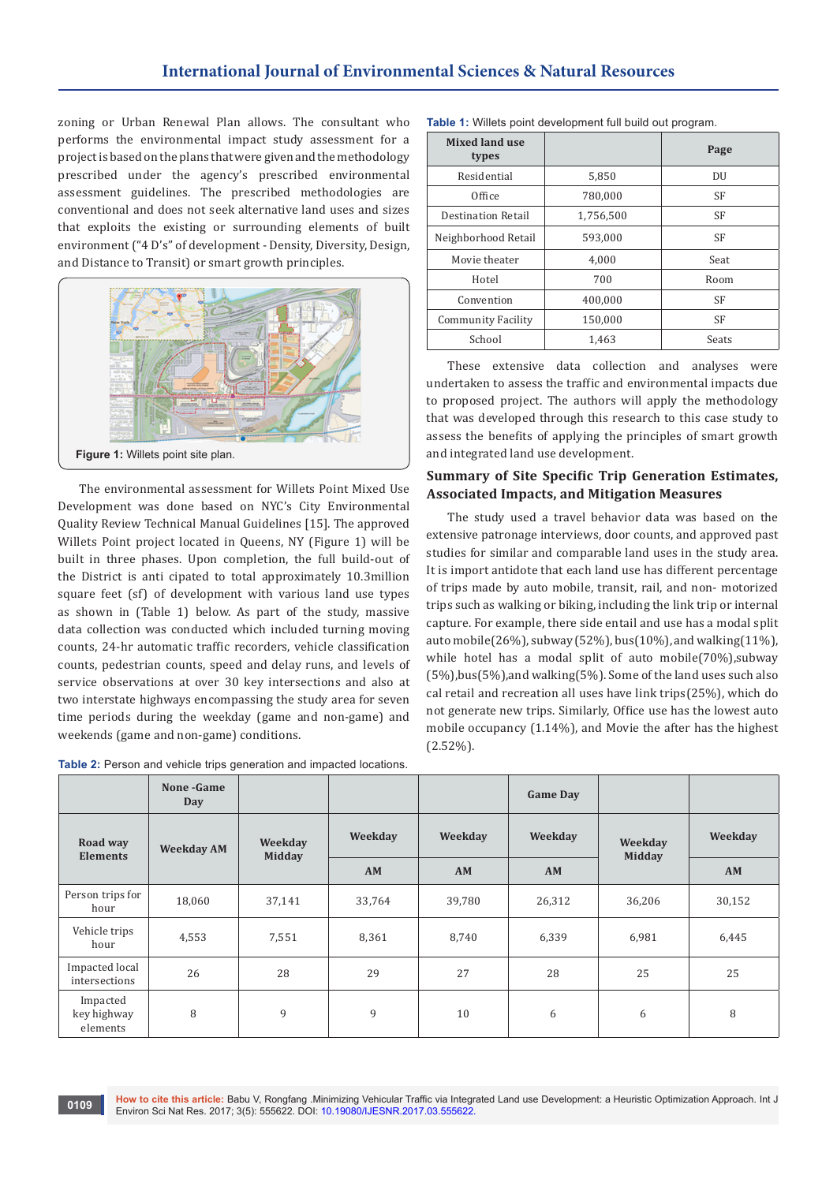zoning or Urban Renewal Plan allows. The consultant who performs the environmental impact study assessment for a project is based on the plans that were given and the methodology prescribed under the agency's prescribed environmental assessment guidelines. The prescribed methodologies are conventional and does not seek alternative land uses and sizes that exploits the existing or surrounding elements of built environment ("4 D's" of development - Density, Diversity, Design, and Distance to Transit) or smart growth principles.

**Figure 1:** Willets point site plan.

The environmental assessment for Willets Point Mixed Use Development was done based on NYC's City Environmental Quality Review Technical Manual Guidelines [15]. The approved Willets Point project located in Queens, NY (Figure 1) will be built in three phases. Upon completion, the full build-out of the District is anti cipated to total approximately 10.3million square feet (sf) of development with various land use types as shown in (Table 1) below. As part of the study, massive data collection was conducted which included turning moving counts, 24-hr automatic traffic recorders, vehicle classification counts, pedestrian counts, speed and delay runs, and levels of service observations at over 30 key intersections and also at two interstate highways encompassing the study area for seven time periods during the weekday (game and non-game) and weekends (game and non-game) conditions.

**Table 1:** Willets point development full build out program.

| Mixed land use types | | Page |
|---|---|---|
| Residential | 5,850 | DU |
| Office | 780,000 | SF |
| Destination Retail | 1,756,500 | SF |
| Neighborhood Retail | 593,000 | SF |
| Movie theater | 4,000 | Seat |
| Hotel | 700 | Room |
| Convention | 400,000 | SF |
| Community Facility | 150,000 | SF |
| School | 1,463 | Seats |

These extensive data collection and analyses were undertaken to assess the traffic and environmental impacts due to proposed project. The authors will apply the methodology that was developed through this research to this case study to assess the benefits of applying the principles of smart growth and integrated land use development.

## Summary of Site Specific Trip Generation Estimates, Associated Impacts, and Mitigation Measures

The study used a travel behavior data was based on the extensive patronage interviews, door counts, and approved past studies for similar and comparable land uses in the study area. It is import antidote that each land use has different percentage of trips made by auto mobile, transit, rail, and non- motorized trips such as walking or biking, including the link trip or internal capture. For example, there side entail and use has a modal split auto mobile(26%), subway (52%), bus(10%), and walking(11%), while hotel has a modal split of auto mobile(70%),subway (5%),bus(5%),and walking(5%). Some of the land uses such also cal retail and recreation all uses have link trips(25%), which do not generate new trips. Similarly, Office use has the lowest auto mobile occupancy (1.14%), and Movie the after has the highest (2.52%).

**Table 2:** Person and vehicle trips generation and impacted locations.

| | None -Game Day | | | | Game Day | | |
|---|---|---|---|---|---|---|---|
| Road way Elements | Weekday AM | Weekday Midday | Weekday | Weekday | Weekday | Weekday Midday | Weekday |
| | | | AM | AM | AM | | AM |
| Person trips for hour | 18,060 | 37,141 | 33,764 | 39,780 | 26,312 | 36,206 | 30,152 |
| Vehicle trips hour | 4,553 | 7,551 | 8,361 | 8,740 | 6,339 | 6,981 | 6,445 |
| Impacted local intersections | 26 | 28 | 29 | 27 | 28 | 25 | 25 |
| Impacted key highway elements | 8 | 9 | 9 | 10 | 6 | 6 | 8 |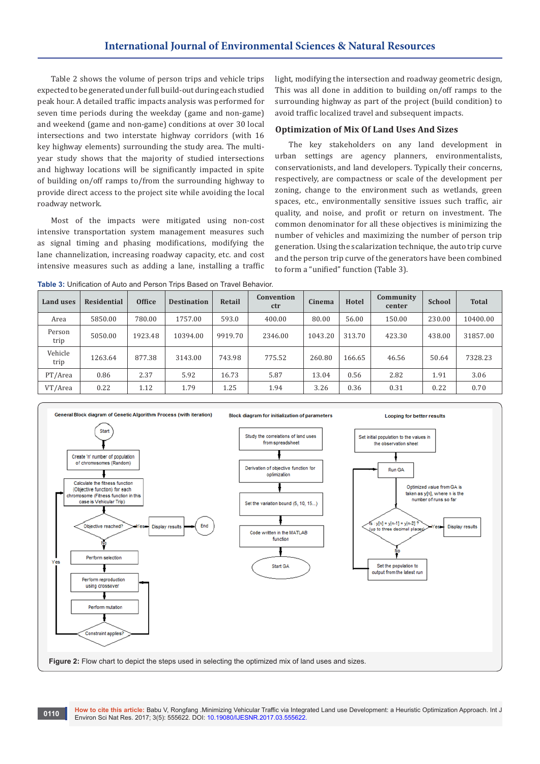Table 2 shows the volume of person trips and vehicle trips expected to be generated under full build-out during each studied peak hour. A detailed traffic impacts analysis was performed for seven time periods during the weekday (game and non-game) and weekend (game and non-game) conditions at over 30 local intersections and two interstate highway corridors (with 16 key highway elements) surrounding the study area. The multi-year study shows that the majority of studied intersections and highway locations will be significantly impacted in spite of building on/off ramps to/from the surrounding highway to provide direct access to the project site while avoiding the local roadway network.

Most of the impacts were mitigated using non-cost intensive transportation system management measures such as signal timing and phasing modifications, modifying the lane channelization, increasing roadway capacity, etc. and cost intensive measures such as adding a lane, installing a traffic light, modifying the intersection and roadway geometric design, This was all done in addition to building on/off ramps to the surrounding highway as part of the project (build condition) to avoid traffic localized travel and subsequent impacts.

## Optimization of Mix Of Land Uses And Sizes

The key stakeholders on any land development in urban settings are agency planners, environmentalists, conservationists, and land developers. Typically their concerns, respectively, are compactness or scale of the development per zoning, change to the environment such as wetlands, green spaces, etc., environmentally sensitive issues such traffic, air quality, and noise, and profit or return on investment. The common denominator for all these objectives is minimizing the number of vehicles and maximizing the number of person trip generation. Using the scalarization technique, the auto trip curve and the person trip curve of the generators have been combined to form a "unified" function (Table 3).

**Table 3:** Unification of Auto and Person Trips Based on Travel Behavior.

| Land uses | Residential | Office | Destination | Retail | Convention ctr | Cinema | Hotel | Community center | School | Total |
|---|---|---|---|---|---|---|---|---|---|---|
| Area | 5850.00 | 780.00 | 1757.00 | 593.0 | 400.00 | 80.00 | 56.00 | 150.00 | 230.00 | 10400.00 |
| Person trip | 5050.00 | 1923.48 | 10394.00 | 9919.70 | 2346.00 | 1043.20 | 313.70 | 423.30 | 438.00 | 31857.00 |
| Vehicle trip | 1263.64 | 877.38 | 3143.00 | 743.98 | 775.52 | 260.80 | 166.65 | 46.56 | 50.64 | 7328.23 |
| PT/Area | 0.86 | 2.37 | 5.92 | 16.73 | 5.87 | 13.04 | 0.56 | 2.82 | 1.91 | 3.06 |
| VT/Area | 0.22 | 1.12 | 1.79 | 1.25 | 1.94 | 3.26 | 0.36 | 0.31 | 0.22 | 0.70 |

**Figure 2:** Flow chart to depict the steps used in selecting the optimized mix of land uses and sizes.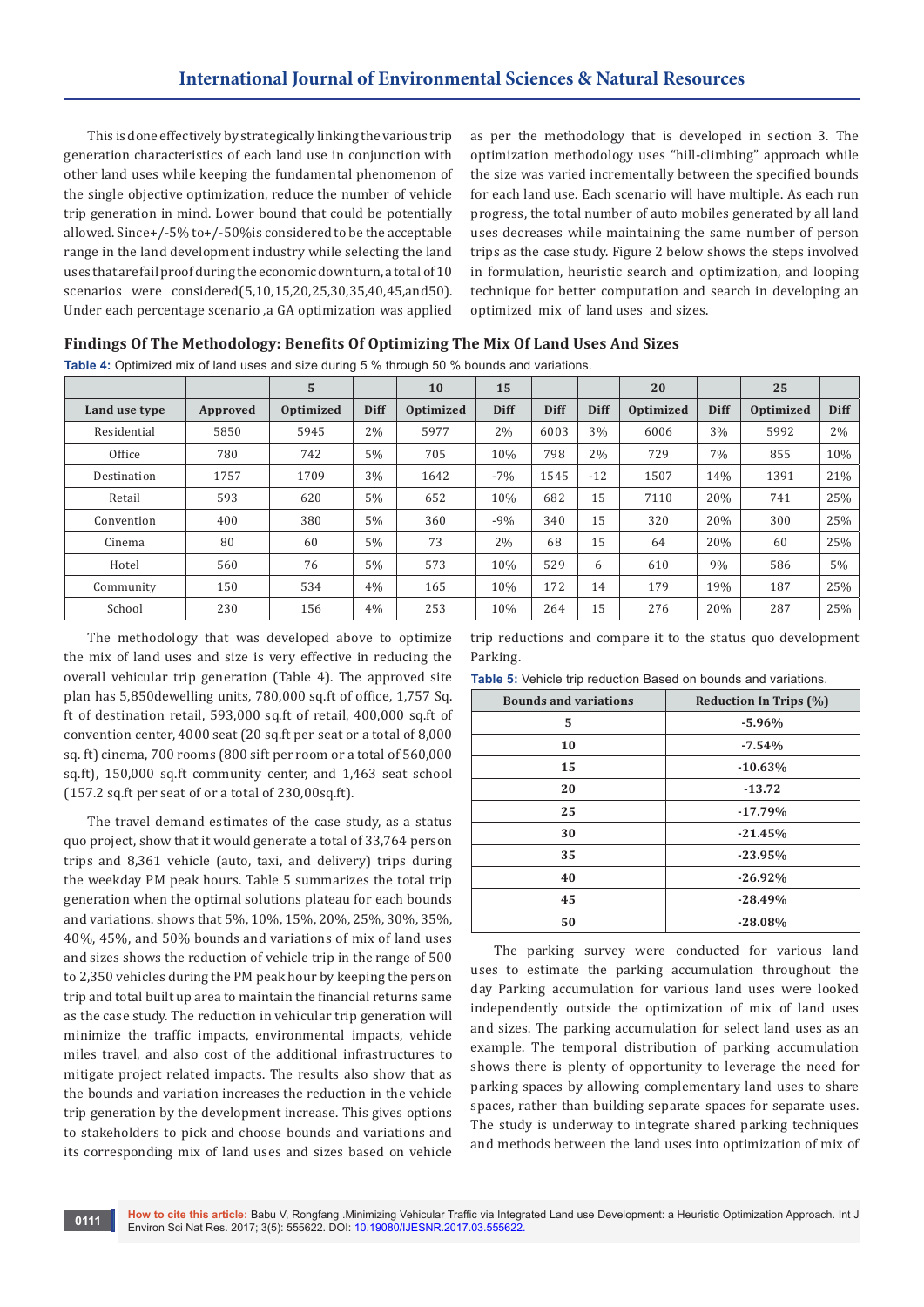This is done effectively by strategically linking the various trip generation characteristics of each land use in conjunction with other land uses while keeping the fundamental phenomenon of the single objective optimization, reduce the number of vehicle trip generation in mind. Lower bound that could be potentially allowed. Since+/-5% to+/-50%is considered to be the acceptable range in the land development industry while selecting the land uses that are fail proof during the economic downturn, a total of 10 scenarios were considered(5,10,15,20,25,30,35,40,45,and50). Under each percentage scenario ,a GA optimization was applied as per the methodology that is developed in section 3. The optimization methodology uses "hill-climbing" approach while the size was varied incrementally between the specified bounds for each land use. Each scenario will have multiple. As each run progress, the total number of auto mobiles generated by all land uses decreases while maintaining the same number of person trips as the case study. Figure 2 below shows the steps involved in formulation, heuristic search and optimization, and looping technique for better computation and search in developing an optimized mix of land uses and sizes.

## Findings Of The Methodology: Benefits Of Optimizing The Mix Of Land Uses And Sizes

**Table 4:** Optimized mix of land uses and size during 5 % through 50 % bounds and variations.

| | | 5 | | 10 | 15 | | | 20 | | 25 | |
|---|---|---|---|---|---|---|---|---|---|---|---|
| Land use type | Approved | Optimized | Diff | Optimized | Diff | Diff | Diff | Optimized | Diff | Optimized | Diff |
| Residential | 5850 | 5945 | 2% | 5977 | 2% | 6003 | 3% | 6006 | 3% | 5992 | 2% |
| Office | 780 | 742 | 5% | 705 | 10% | 798 | 2% | 729 | 7% | 855 | 10% |
| Destination | 1757 | 1709 | 3% | 1642 | -7% | 1545 | -12 | 1507 | 14% | 1391 | 21% |
| Retail | 593 | 620 | 5% | 652 | 10% | 682 | 15 | 7110 | 20% | 741 | 25% |
| Convention | 400 | 380 | 5% | 360 | -9% | 340 | 15 | 320 | 20% | 300 | 25% |
| Cinema | 80 | 60 | 5% | 73 | 2% | 68 | 15 | 64 | 20% | 60 | 25% |
| Hotel | 560 | 76 | 5% | 573 | 10% | 529 | 6 | 610 | 9% | 586 | 5% |
| Community | 150 | 534 | 4% | 165 | 10% | 172 | 14 | 179 | 19% | 187 | 25% |
| School | 230 | 156 | 4% | 253 | 10% | 264 | 15 | 276 | 20% | 287 | 25% |

The methodology that was developed above to optimize the mix of land uses and size is very effective in reducing the overall vehicular trip generation (Table 4). The approved site plan has 5,850dewelling units, 780,000 sq.ft of office, 1,757 Sq. ft of destination retail, 593,000 sq.ft of retail, 400,000 sq.ft of convention center, 4000 seat (20 sq.ft per seat or a total of 8,000 sq. ft) cinema, 700 rooms (800 sift per room or a total of 560,000 sq.ft), 150,000 sq.ft community center, and 1,463 seat school (157.2 sq.ft per seat of or a total of 230,00sq.ft).

The travel demand estimates of the case study, as a status quo project, show that it would generate a total of 33,764 person trips and 8,361 vehicle (auto, taxi, and delivery) trips during the weekday PM peak hours. Table 5 summarizes the total trip generation when the optimal solutions plateau for each bounds and variations. shows that 5%, 10%, 15%, 20%, 25%, 30%, 35%, 40%, 45%, and 50% bounds and variations of mix of land uses and sizes shows the reduction of vehicle trip in the range of 500 to 2,350 vehicles during the PM peak hour by keeping the person trip and total built up area to maintain the financial returns same as the case study. The reduction in vehicular trip generation will minimize the traffic impacts, environmental impacts, vehicle miles travel, and also cost of the additional infrastructures to mitigate project related impacts. The results also show that as the bounds and variation increases the reduction in the vehicle trip generation by the development increase. This gives options to stakeholders to pick and choose bounds and variations and its corresponding mix of land uses and sizes based on vehicle trip reductions and compare it to the status quo development Parking.

**Table 5:** Vehicle trip reduction Based on bounds and variations.

| Bounds and variations | Reduction In Trips (%) |
|---|---|
| 5 | -5.96% |
| 10 | -7.54% |
| 15 | -10.63% |
| 20 | -13.72 |
| 25 | -17.79% |
| 30 | -21.45% |
| 35 | -23.95% |
| 40 | -26.92% |
| 45 | -28.49% |
| 50 | -28.08% |

The parking survey were conducted for various land uses to estimate the parking accumulation throughout the day Parking accumulation for various land uses were looked independently outside the optimization of mix of land uses and sizes. The parking accumulation for select land uses as an example. The temporal distribution of parking accumulation shows there is plenty of opportunity to leverage the need for parking spaces by allowing complementary land uses to share spaces, rather than building separate spaces for separate uses. The study is underway to integrate shared parking techniques and methods between the land uses into optimization of mix of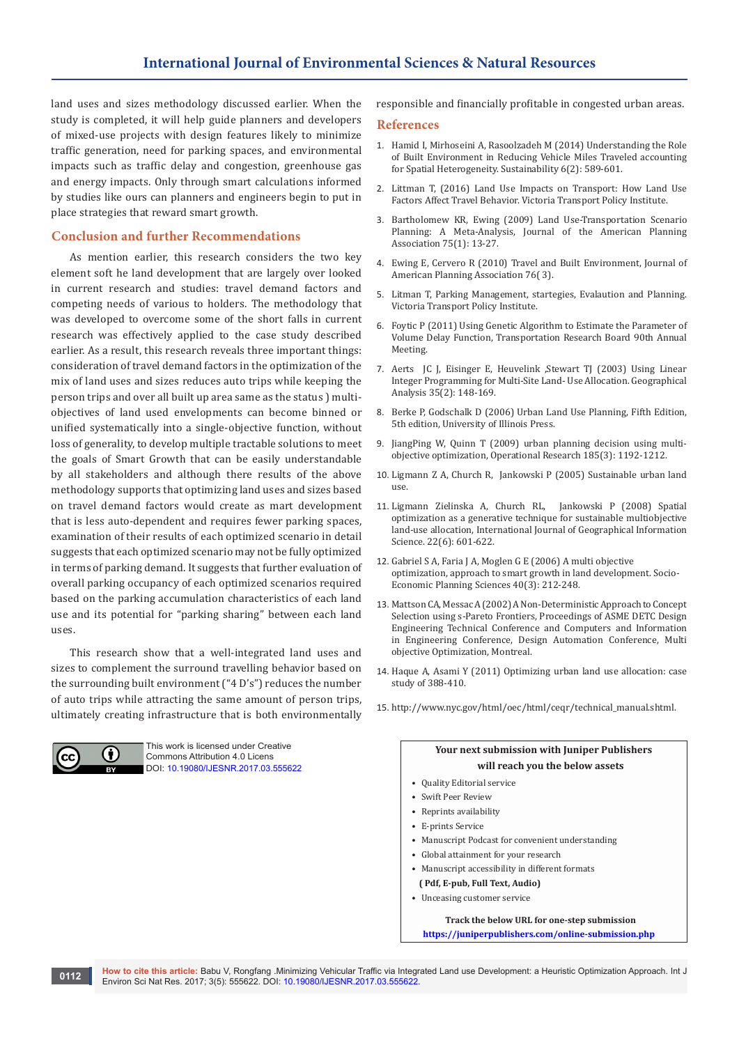land uses and sizes methodology discussed earlier. When the study is completed, it will help guide planners and developers of mixed-use projects with design features likely to minimize traffic generation, need for parking spaces, and environmental impacts such as traffic delay and congestion, greenhouse gas and energy impacts. Only through smart calculations informed by studies like ours can planners and engineers begin to put in place strategies that reward smart growth.

## Conclusion and further Recommendations

As mention earlier, this research considers the two key element soft he land development that are largely over looked in current research and studies: travel demand factors and competing needs of various to holders. The methodology that was developed to overcome some of the short falls in current research was effectively applied to the case study described earlier. As a result, this research reveals three important things: consideration of travel demand factors in the optimization of the mix of land uses and sizes reduces auto trips while keeping the person trips and over all built up area same as the status ) multi-objectives of land used envelopments can become binned or unified systematically into a single-objective function, without loss of generality, to develop multiple tractable solutions to meet the goals of Smart Growth that can be easily understandable by all stakeholders and although there results of the above methodology supports that optimizing land uses and sizes based on travel demand factors would create as mart development that is less auto-dependent and requires fewer parking spaces, examination of their results of each optimized scenario in detail suggests that each optimized scenario may not be fully optimized in terms of parking demand. It suggests that further evaluation of overall parking occupancy of each optimized scenarios required based on the parking accumulation characteristics of each land use and its potential for "parking sharing" between each land uses.

This research show that a well-integrated land uses and sizes to complement the surround travelling behavior based on the surrounding built environment ("4 D's") reduces the number of auto trips while attracting the same amount of person trips, ultimately creating infrastructure that is both environmentally responsible and financially profitable in congested urban areas.

## References

1. Hamid I, Mirhoseini A, Rasoolzadeh M (2014) Understanding the Role of Built Environment in Reducing Vehicle Miles Traveled accounting for Spatial Heterogeneity. Sustainability 6(2): 589-601.
2. Littman T, (2016) Land Use Impacts on Transport: How Land Use Factors Affect Travel Behavior. Victoria Transport Policy Institute.
3. Bartholomew KR, Ewing (2009) Land Use-Transportation Scenario Planning: A Meta-Analysis, Journal of the American Planning Association 75(1): 13-27.
4. Ewing E, Cervero R (2010) Travel and Built Environment, Journal of American Planning Association 76( 3).
5. Litman T, Parking Management, startegies, Evalaution and Planning. Victoria Transport Policy Institute.
6. Foytic P (2011) Using Genetic Algorithm to Estimate the Parameter of Volume Delay Function, Transportation Research Board 90th Annual Meeting.
7. Aerts JC J, Eisinger E, Heuvelink ,Stewart TJ (2003) Using Linear Integer Programming for Multi-Site Land- Use Allocation. Geographical Analysis 35(2): 148-169.
8. Berke P, Godschalk D (2006) Urban Land Use Planning, Fifth Edition, 5th edition, University of Illinois Press.
9. JiangPing W, Quinn T (2009) urban planning decision using multi-objective optimization, Operational Research 185(3): 1192-1212.
10. Ligmann Z A, Church R, Jankowski P (2005) Sustainable urban land use.
11. Ligmann Zielinska A, Church RL, Jankowski P (2008) Spatial optimization as a generative technique for sustainable multiobjective land-use allocation, International Journal of Geographical Information Science. 22(6): 601-622.
12. Gabriel S A, Faria J A, Moglen G E (2006) A multi objective optimization, approach to smart growth in land development. Socio-Economic Planning Sciences 40(3): 212-248.
13. Mattson CA, Messac A (2002) A Non-Deterministic Approach to Concept Selection using s-Pareto Frontiers, Proceedings of ASME DETC Design Engineering Technical Conference and Computers and Information in Engineering Conference, Design Automation Conference, Multi objective Optimization, Montreal.
14. Haque A, Asami Y (2011) Optimizing urban land use allocation: case study of 388-410.
15. http://www.nyc.gov/html/oec/html/ceqr/technical_manual.shtml.

This work is licensed under Creative Commons Attribution 4.0 Licens
DOI: 10.19080/IJESNR.2017.03.555622

**Your next submission with Juniper Publishers will reach you the below assets**

- Quality Editorial service
- Swift Peer Review
- Reprints availability
- E-prints Service
- Manuscript Podcast for convenient understanding
- Global attainment for your research
- Manuscript accessibility in different formats
  **( Pdf, E-pub, Full Text, Audio)**
- Unceasing customer service

**Track the below URL for one-step submission**
**https://juniperpublishers.com/online-submission.php**

**How to cite this article:** Babu V, Rongfang .Minimizing Vehicular Traffic via Integrated Land use Development: a Heuristic Optimization Approach. Int J Environ Sci Nat Res. 2017; 3(5): 555622. DOI: 10.19080/IJESNR.2017.03.555622.